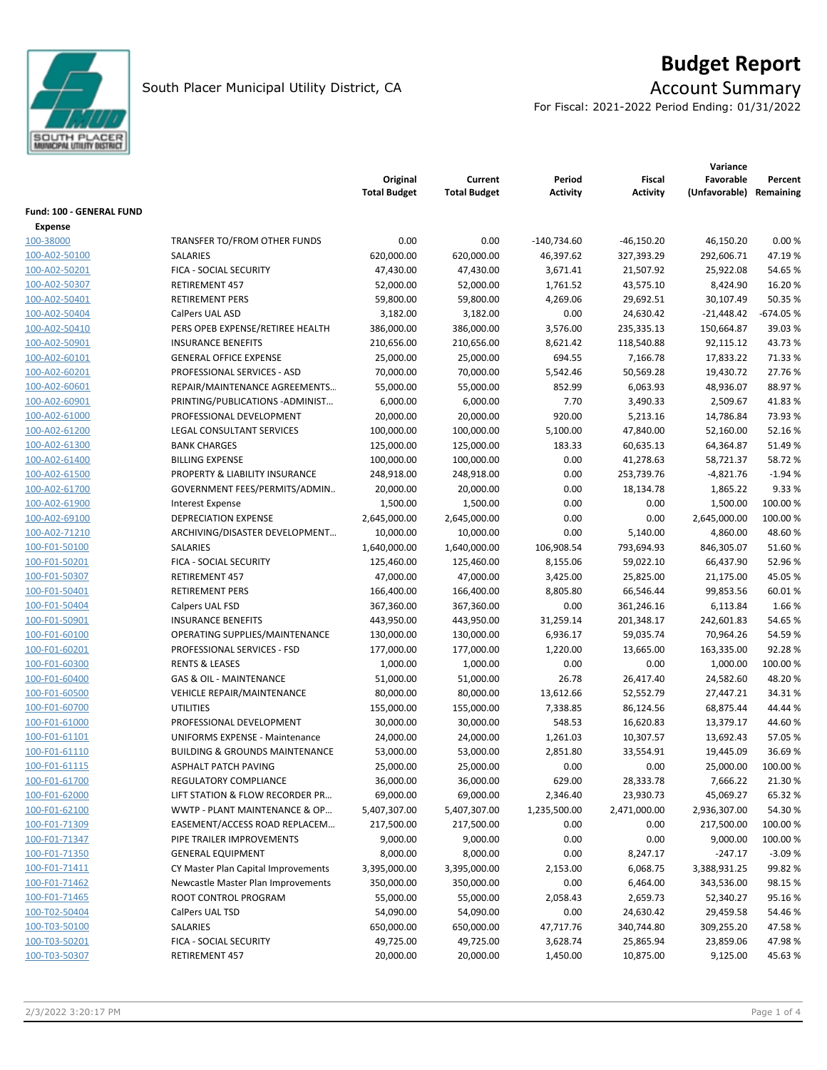# Budget Report

South Placer Municipal Utility District, CA

## Account Summary

For Fiscal: 2021-2022 Period Ending: 01/31/2022

| | | Original Total Budget | Current Total Budget | Period Activity | Fiscal Activity | Variance Favorable (Unfavorable) | Percent Remaining |
|---|---|---|---|---|---|---|---|
| **Fund: 100 - GENERAL FUND** | | | | | | | |
| **Expense** | | | | | | | |
| 100-38000 | TRANSFER TO/FROM OTHER FUNDS | 0.00 | 0.00 | -140,734.60 | -46,150.20 | 46,150.20 | 0.00 % |
| 100-A02-50100 | SALARIES | 620,000.00 | 620,000.00 | 46,397.62 | 327,393.29 | 292,606.71 | 47.19 % |
| 100-A02-50201 | FICA - SOCIAL SECURITY | 47,430.00 | 47,430.00 | 3,671.41 | 21,507.92 | 25,922.08 | 54.65 % |
| 100-A02-50307 | RETIREMENT 457 | 52,000.00 | 52,000.00 | 1,761.52 | 43,575.10 | 8,424.90 | 16.20 % |
| 100-A02-50401 | RETIREMENT PERS | 59,800.00 | 59,800.00 | 4,269.06 | 29,692.51 | 30,107.49 | 50.35 % |
| 100-A02-50404 | CalPers UAL ASD | 3,182.00 | 3,182.00 | 0.00 | 24,630.42 | -21,448.42 | -674.05 % |
| 100-A02-50410 | PERS OPEB EXPENSE/RETIREE HEALTH | 386,000.00 | 386,000.00 | 3,576.00 | 235,335.13 | 150,664.87 | 39.03 % |
| 100-A02-50901 | INSURANCE BENEFITS | 210,656.00 | 210,656.00 | 8,621.42 | 118,540.88 | 92,115.12 | 43.73 % |
| 100-A02-60101 | GENERAL OFFICE EXPENSE | 25,000.00 | 25,000.00 | 694.55 | 7,166.78 | 17,833.22 | 71.33 % |
| 100-A02-60201 | PROFESSIONAL SERVICES - ASD | 70,000.00 | 70,000.00 | 5,542.46 | 50,569.28 | 19,430.72 | 27.76 % |
| 100-A02-60601 | REPAIR/MAINTENANCE AGREEMENTS… | 55,000.00 | 55,000.00 | 852.99 | 6,063.93 | 48,936.07 | 88.97 % |
| 100-A02-60901 | PRINTING/PUBLICATIONS -ADMINIST… | 6,000.00 | 6,000.00 | 7.70 | 3,490.33 | 2,509.67 | 41.83 % |
| 100-A02-61000 | PROFESSIONAL DEVELOPMENT | 20,000.00 | 20,000.00 | 920.00 | 5,213.16 | 14,786.84 | 73.93 % |
| 100-A02-61200 | LEGAL CONSULTANT SERVICES | 100,000.00 | 100,000.00 | 5,100.00 | 47,840.00 | 52,160.00 | 52.16 % |
| 100-A02-61300 | BANK CHARGES | 125,000.00 | 125,000.00 | 183.33 | 60,635.13 | 64,364.87 | 51.49 % |
| 100-A02-61400 | BILLING EXPENSE | 100,000.00 | 100,000.00 | 0.00 | 41,278.63 | 58,721.37 | 58.72 % |
| 100-A02-61500 | PROPERTY & LIABILITY INSURANCE | 248,918.00 | 248,918.00 | 0.00 | 253,739.76 | -4,821.76 | -1.94 % |
| 100-A02-61700 | GOVERNMENT FEES/PERMITS/ADMIN.. | 20,000.00 | 20,000.00 | 0.00 | 18,134.78 | 1,865.22 | 9.33 % |
| 100-A02-61900 | Interest Expense | 1,500.00 | 1,500.00 | 0.00 | 0.00 | 1,500.00 | 100.00 % |
| 100-A02-69100 | DEPRECIATION EXPENSE | 2,645,000.00 | 2,645,000.00 | 0.00 | 0.00 | 2,645,000.00 | 100.00 % |
| 100-A02-71210 | ARCHIVING/DISASTER DEVELOPMENT… | 10,000.00 | 10,000.00 | 0.00 | 5,140.00 | 4,860.00 | 48.60 % |
| 100-F01-50100 | SALARIES | 1,640,000.00 | 1,640,000.00 | 106,908.54 | 793,694.93 | 846,305.07 | 51.60 % |
| 100-F01-50201 | FICA - SOCIAL SECURITY | 125,460.00 | 125,460.00 | 8,155.06 | 59,022.10 | 66,437.90 | 52.96 % |
| 100-F01-50307 | RETIREMENT 457 | 47,000.00 | 47,000.00 | 3,425.00 | 25,825.00 | 21,175.00 | 45.05 % |
| 100-F01-50401 | RETIREMENT PERS | 166,400.00 | 166,400.00 | 8,805.80 | 66,546.44 | 99,853.56 | 60.01 % |
| 100-F01-50404 | Calpers UAL FSD | 367,360.00 | 367,360.00 | 0.00 | 361,246.16 | 6,113.84 | 1.66 % |
| 100-F01-50901 | INSURANCE BENEFITS | 443,950.00 | 443,950.00 | 31,259.14 | 201,348.17 | 242,601.83 | 54.65 % |
| 100-F01-60100 | OPERATING SUPPLIES/MAINTENANCE | 130,000.00 | 130,000.00 | 6,936.17 | 59,035.74 | 70,964.26 | 54.59 % |
| 100-F01-60201 | PROFESSIONAL SERVICES - FSD | 177,000.00 | 177,000.00 | 1,220.00 | 13,665.00 | 163,335.00 | 92.28 % |
| 100-F01-60300 | RENTS & LEASES | 1,000.00 | 1,000.00 | 0.00 | 0.00 | 1,000.00 | 100.00 % |
| 100-F01-60400 | GAS & OIL - MAINTENANCE | 51,000.00 | 51,000.00 | 26.78 | 26,417.40 | 24,582.60 | 48.20 % |
| 100-F01-60500 | VEHICLE REPAIR/MAINTENANCE | 80,000.00 | 80,000.00 | 13,612.66 | 52,552.79 | 27,447.21 | 34.31 % |
| 100-F01-60700 | UTILITIES | 155,000.00 | 155,000.00 | 7,338.85 | 86,124.56 | 68,875.44 | 44.44 % |
| 100-F01-61000 | PROFESSIONAL DEVELOPMENT | 30,000.00 | 30,000.00 | 548.53 | 16,620.83 | 13,379.17 | 44.60 % |
| 100-F01-61101 | UNIFORMS EXPENSE - Maintenance | 24,000.00 | 24,000.00 | 1,261.03 | 10,307.57 | 13,692.43 | 57.05 % |
| 100-F01-61110 | BUILDING & GROUNDS MAINTENANCE | 53,000.00 | 53,000.00 | 2,851.80 | 33,554.91 | 19,445.09 | 36.69 % |
| 100-F01-61115 | ASPHALT PATCH PAVING | 25,000.00 | 25,000.00 | 0.00 | 0.00 | 25,000.00 | 100.00 % |
| 100-F01-61700 | REGULATORY COMPLIANCE | 36,000.00 | 36,000.00 | 629.00 | 28,333.78 | 7,666.22 | 21.30 % |
| 100-F01-62000 | LIFT STATION & FLOW RECORDER PR… | 69,000.00 | 69,000.00 | 2,346.40 | 23,930.73 | 45,069.27 | 65.32 % |
| 100-F01-62100 | WWTP - PLANT MAINTENANCE & OP… | 5,407,307.00 | 5,407,307.00 | 1,235,500.00 | 2,471,000.00 | 2,936,307.00 | 54.30 % |
| 100-F01-71309 | EASEMENT/ACCESS ROAD REPLACEM… | 217,500.00 | 217,500.00 | 0.00 | 0.00 | 217,500.00 | 100.00 % |
| 100-F01-71347 | PIPE TRAILER IMPROVEMENTS | 9,000.00 | 9,000.00 | 0.00 | 0.00 | 9,000.00 | 100.00 % |
| 100-F01-71350 | GENERAL EQUIPMENT | 8,000.00 | 8,000.00 | 0.00 | 8,247.17 | -247.17 | -3.09 % |
| 100-F01-71411 | CY Master Plan Capital Improvements | 3,395,000.00 | 3,395,000.00 | 2,153.00 | 6,068.75 | 3,388,931.25 | 99.82 % |
| 100-F01-71462 | Newcastle Master Plan Improvements | 350,000.00 | 350,000.00 | 0.00 | 6,464.00 | 343,536.00 | 98.15 % |
| 100-F01-71465 | ROOT CONTROL PROGRAM | 55,000.00 | 55,000.00 | 2,058.43 | 2,659.73 | 52,340.27 | 95.16 % |
| 100-T02-50404 | CalPers UAL TSD | 54,090.00 | 54,090.00 | 0.00 | 24,630.42 | 29,459.58 | 54.46 % |
| 100-T03-50100 | SALARIES | 650,000.00 | 650,000.00 | 47,717.76 | 340,744.80 | 309,255.20 | 47.58 % |
| 100-T03-50201 | FICA - SOCIAL SECURITY | 49,725.00 | 49,725.00 | 3,628.74 | 25,865.94 | 23,859.06 | 47.98 % |
| 100-T03-50307 | RETIREMENT 457 | 20,000.00 | 20,000.00 | 1,450.00 | 10,875.00 | 9,125.00 | 45.63 % |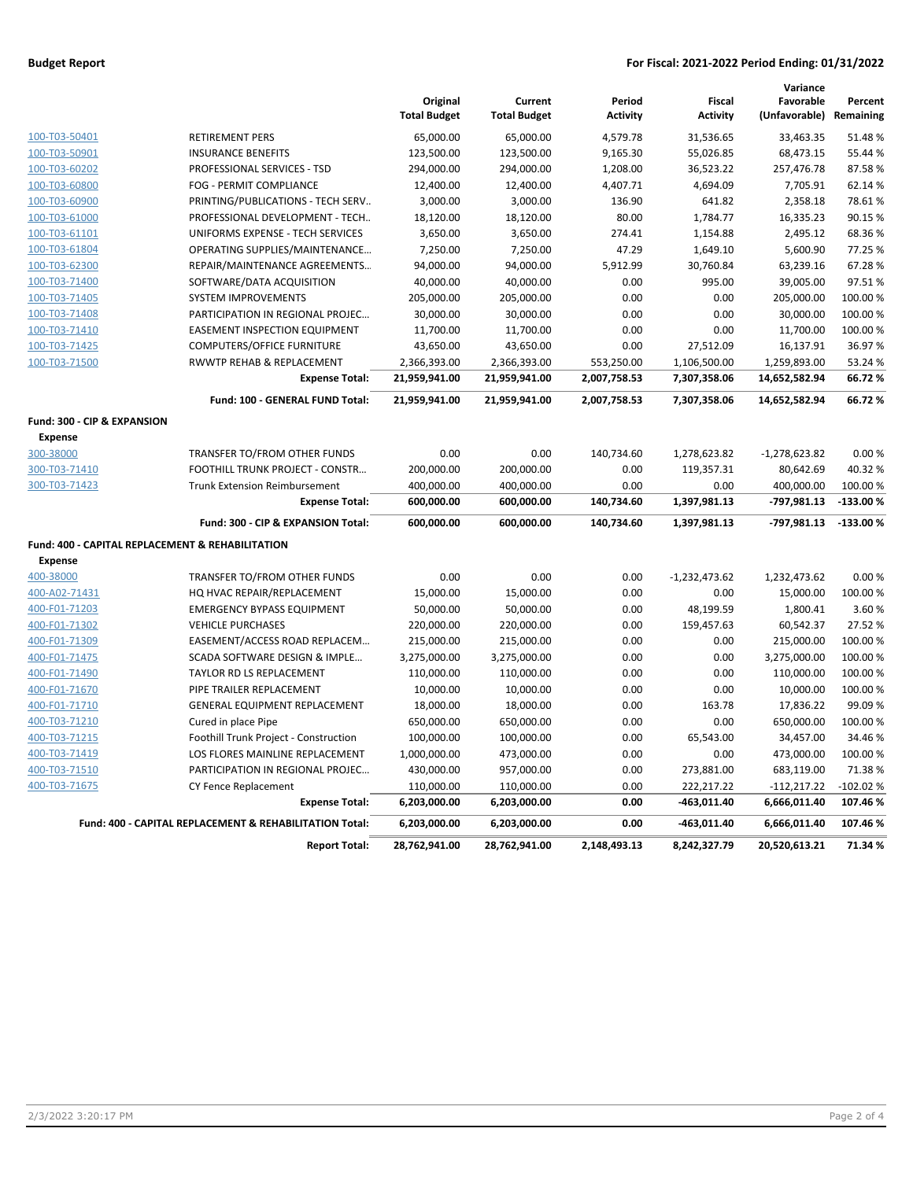**Budget Report** **For Fiscal: 2021-2022 Period Ending: 01/31/2022**

| | | Original Total Budget | Current Total Budget | Period Activity | Fiscal Activity | Variance Favorable (Unfavorable) | Percent Remaining |
|---|---|---|---|---|---|---|---|
| 100-T03-50401 | RETIREMENT PERS | 65,000.00 | 65,000.00 | 4,579.78 | 31,536.65 | 33,463.35 | 51.48 % |
| 100-T03-50901 | INSURANCE BENEFITS | 123,500.00 | 123,500.00 | 9,165.30 | 55,026.85 | 68,473.15 | 55.44 % |
| 100-T03-60202 | PROFESSIONAL SERVICES - TSD | 294,000.00 | 294,000.00 | 1,208.00 | 36,523.22 | 257,476.78 | 87.58 % |
| 100-T03-60800 | FOG - PERMIT COMPLIANCE | 12,400.00 | 12,400.00 | 4,407.71 | 4,694.09 | 7,705.91 | 62.14 % |
| 100-T03-60900 | PRINTING/PUBLICATIONS - TECH SERV.. | 3,000.00 | 3,000.00 | 136.90 | 641.82 | 2,358.18 | 78.61 % |
| 100-T03-61000 | PROFESSIONAL DEVELOPMENT - TECH.. | 18,120.00 | 18,120.00 | 80.00 | 1,784.77 | 16,335.23 | 90.15 % |
| 100-T03-61101 | UNIFORMS EXPENSE - TECH SERVICES | 3,650.00 | 3,650.00 | 274.41 | 1,154.88 | 2,495.12 | 68.36 % |
| 100-T03-61804 | OPERATING SUPPLIES/MAINTENANCE... | 7,250.00 | 7,250.00 | 47.29 | 1,649.10 | 5,600.90 | 77.25 % |
| 100-T03-62300 | REPAIR/MAINTENANCE AGREEMENTS... | 94,000.00 | 94,000.00 | 5,912.99 | 30,760.84 | 63,239.16 | 67.28 % |
| 100-T03-71400 | SOFTWARE/DATA ACQUISITION | 40,000.00 | 40,000.00 | 0.00 | 995.00 | 39,005.00 | 97.51 % |
| 100-T03-71405 | SYSTEM IMPROVEMENTS | 205,000.00 | 205,000.00 | 0.00 | 0.00 | 205,000.00 | 100.00 % |
| 100-T03-71408 | PARTICIPATION IN REGIONAL PROJEC... | 30,000.00 | 30,000.00 | 0.00 | 0.00 | 30,000.00 | 100.00 % |
| 100-T03-71410 | EASEMENT INSPECTION EQUIPMENT | 11,700.00 | 11,700.00 | 0.00 | 0.00 | 11,700.00 | 100.00 % |
| 100-T03-71425 | COMPUTERS/OFFICE FURNITURE | 43,650.00 | 43,650.00 | 0.00 | 27,512.09 | 16,137.91 | 36.97 % |
| 100-T03-71500 | RWWTP REHAB & REPLACEMENT | 2,366,393.00 | 2,366,393.00 | 553,250.00 | 1,106,500.00 | 1,259,893.00 | 53.24 % |
| | **Expense Total:** | **21,959,941.00** | **21,959,941.00** | **2,007,758.53** | **7,307,358.06** | **14,652,582.94** | **66.72 %** |
| | **Fund: 100 - GENERAL FUND Total:** | **21,959,941.00** | **21,959,941.00** | **2,007,758.53** | **7,307,358.06** | **14,652,582.94** | **66.72 %** |
| **Fund: 300 - CIP & EXPANSION** | | | | | | | |
| **Expense** | | | | | | | |
| 300-38000 | TRANSFER TO/FROM OTHER FUNDS | 0.00 | 0.00 | 140,734.60 | 1,278,623.82 | -1,278,623.82 | 0.00 % |
| 300-T03-71410 | FOOTHILL TRUNK PROJECT - CONSTR... | 200,000.00 | 200,000.00 | 0.00 | 119,357.31 | 80,642.69 | 40.32 % |
| 300-T03-71423 | Trunk Extension Reimbursement | 400,000.00 | 400,000.00 | 0.00 | 0.00 | 400,000.00 | 100.00 % |
| | **Expense Total:** | **600,000.00** | **600,000.00** | **140,734.60** | **1,397,981.13** | **-797,981.13** | **-133.00 %** |
| | **Fund: 300 - CIP & EXPANSION Total:** | **600,000.00** | **600,000.00** | **140,734.60** | **1,397,981.13** | **-797,981.13** | **-133.00 %** |
| **Fund: 400 - CAPITAL REPLACEMENT & REHABILITATION** | | | | | | | |
| **Expense** | | | | | | | |
| 400-38000 | TRANSFER TO/FROM OTHER FUNDS | 0.00 | 0.00 | 0.00 | -1,232,473.62 | 1,232,473.62 | 0.00 % |
| 400-A02-71431 | HQ HVAC REPAIR/REPLACEMENT | 15,000.00 | 15,000.00 | 0.00 | 0.00 | 15,000.00 | 100.00 % |
| 400-F01-71203 | EMERGENCY BYPASS EQUIPMENT | 50,000.00 | 50,000.00 | 0.00 | 48,199.59 | 1,800.41 | 3.60 % |
| 400-F01-71302 | VEHICLE PURCHASES | 220,000.00 | 220,000.00 | 0.00 | 159,457.63 | 60,542.37 | 27.52 % |
| 400-F01-71309 | EASEMENT/ACCESS ROAD REPLACEM... | 215,000.00 | 215,000.00 | 0.00 | 0.00 | 215,000.00 | 100.00 % |
| 400-F01-71475 | SCADA SOFTWARE DESIGN & IMPLE... | 3,275,000.00 | 3,275,000.00 | 0.00 | 0.00 | 3,275,000.00 | 100.00 % |
| 400-F01-71490 | TAYLOR RD LS REPLACEMENT | 110,000.00 | 110,000.00 | 0.00 | 0.00 | 110,000.00 | 100.00 % |
| 400-F01-71670 | PIPE TRAILER REPLACEMENT | 10,000.00 | 10,000.00 | 0.00 | 0.00 | 10,000.00 | 100.00 % |
| 400-F01-71710 | GENERAL EQUIPMENT REPLACEMENT | 18,000.00 | 18,000.00 | 0.00 | 163.78 | 17,836.22 | 99.09 % |
| 400-T03-71210 | Cured in place Pipe | 650,000.00 | 650,000.00 | 0.00 | 0.00 | 650,000.00 | 100.00 % |
| 400-T03-71215 | Foothill Trunk Project - Construction | 100,000.00 | 100,000.00 | 0.00 | 65,543.00 | 34,457.00 | 34.46 % |
| 400-T03-71419 | LOS FLORES MAINLINE REPLACEMENT | 1,000,000.00 | 473,000.00 | 0.00 | 0.00 | 473,000.00 | 100.00 % |
| 400-T03-71510 | PARTICIPATION IN REGIONAL PROJEC... | 430,000.00 | 957,000.00 | 0.00 | 273,881.00 | 683,119.00 | 71.38 % |
| 400-T03-71675 | CY Fence Replacement | 110,000.00 | 110,000.00 | 0.00 | 222,217.22 | -112,217.22 | -102.02 % |
| | **Expense Total:** | **6,203,000.00** | **6,203,000.00** | **0.00** | **-463,011.40** | **6,666,011.40** | **107.46 %** |
| | **Fund: 400 - CAPITAL REPLACEMENT & REHABILITATION Total:** | **6,203,000.00** | **6,203,000.00** | **0.00** | **-463,011.40** | **6,666,011.40** | **107.46 %** |
| | **Report Total:** | **28,762,941.00** | **28,762,941.00** | **2,148,493.13** | **8,242,327.79** | **20,520,613.21** | **71.34 %** |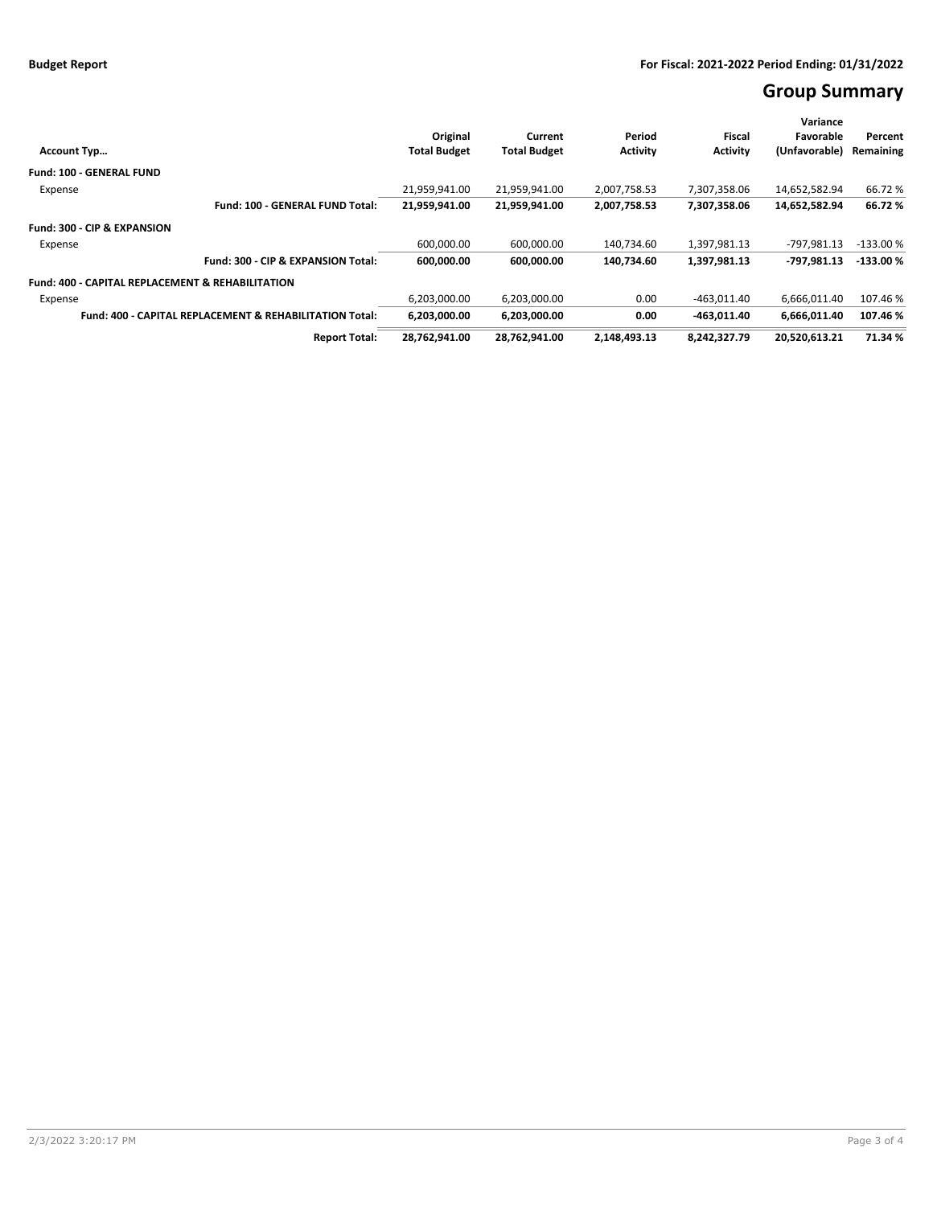Budget Report

For Fiscal: 2021-2022 Period Ending: 01/31/2022

# Group Summary

| Account Typ… | Original Total Budget | Current Total Budget | Period Activity | Fiscal Activity | Variance Favorable (Unfavorable) | Percent Remaining |
|---|---|---|---|---|---|---|
| **Fund: 100 - GENERAL FUND** | | | | | | |
| Expense | 21,959,941.00 | 21,959,941.00 | 2,007,758.53 | 7,307,358.06 | 14,652,582.94 | 66.72 % |
| **Fund: 100 - GENERAL FUND Total:** | **21,959,941.00** | **21,959,941.00** | **2,007,758.53** | **7,307,358.06** | **14,652,582.94** | **66.72 %** |
| **Fund: 300 - CIP & EXPANSION** | | | | | | |
| Expense | 600,000.00 | 600,000.00 | 140,734.60 | 1,397,981.13 | -797,981.13 | -133.00 % |
| **Fund: 300 - CIP & EXPANSION Total:** | **600,000.00** | **600,000.00** | **140,734.60** | **1,397,981.13** | **-797,981.13** | **-133.00 %** |
| **Fund: 400 - CAPITAL REPLACEMENT & REHABILITATION** | | | | | | |
| Expense | 6,203,000.00 | 6,203,000.00 | 0.00 | -463,011.40 | 6,666,011.40 | 107.46 % |
| **Fund: 400 - CAPITAL REPLACEMENT & REHABILITATION Total:** | **6,203,000.00** | **6,203,000.00** | **0.00** | **-463,011.40** | **6,666,011.40** | **107.46 %** |
| **Report Total:** | **28,762,941.00** | **28,762,941.00** | **2,148,493.13** | **8,242,327.79** | **20,520,613.21** | **71.34 %** |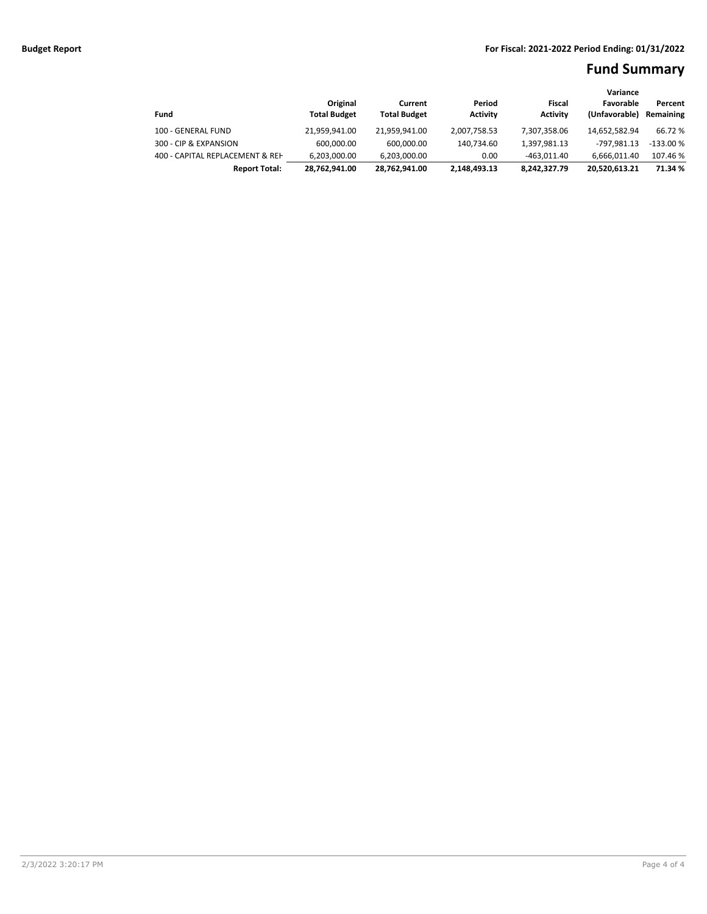**Budget Report** **For Fiscal: 2021-2022 Period Ending: 01/31/2022**

# Fund Summary

| Fund | Original Total Budget | Current Total Budget | Period Activity | Fiscal Activity | Variance Favorable (Unfavorable) | Percent Remaining |
|---|---|---|---|---|---|---|
| 100 - GENERAL FUND | 21,959,941.00 | 21,959,941.00 | 2,007,758.53 | 7,307,358.06 | 14,652,582.94 | 66.72 % |
| 300 - CIP & EXPANSION | 600,000.00 | 600,000.00 | 140,734.60 | 1,397,981.13 | -797,981.13 | -133.00 % |
| 400 - CAPITAL REPLACEMENT & REF | 6,203,000.00 | 6,203,000.00 | 0.00 | -463,011.40 | 6,666,011.40 | 107.46 % |
| **Report Total:** | **28,762,941.00** | **28,762,941.00** | **2,148,493.13** | **8,242,327.79** | **20,520,613.21** | **71.34 %** |

2/3/2022 3:20:17 PM